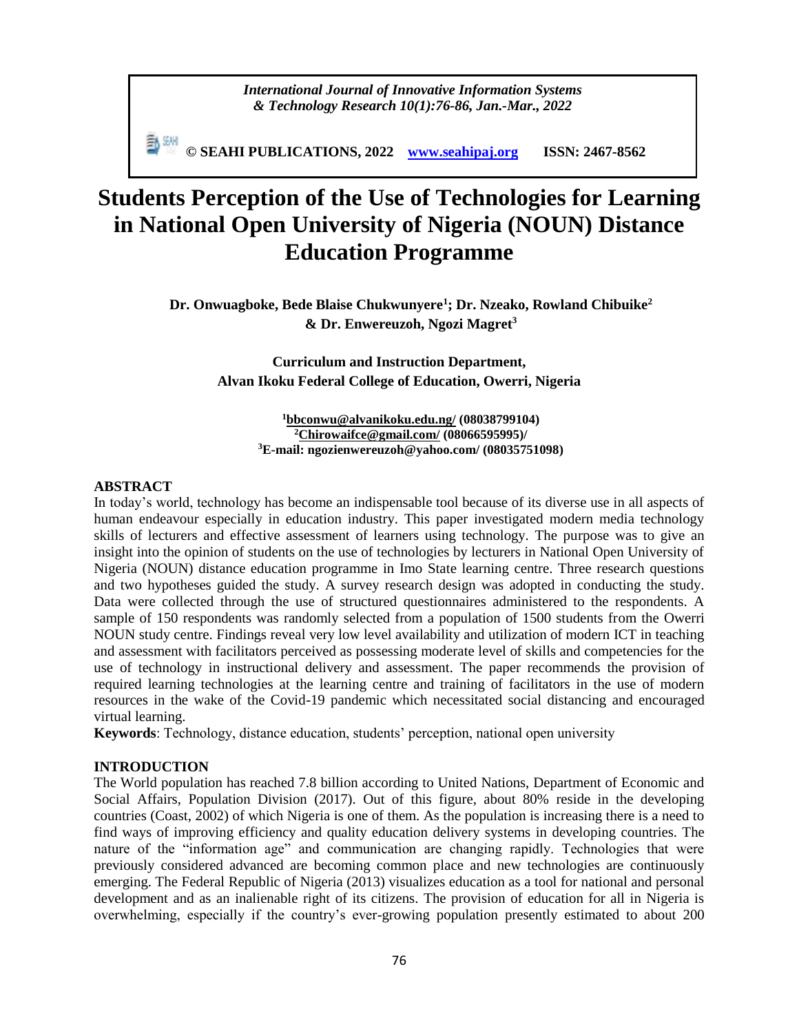# Students Perception of the Use of Technologies for Learning in National Open University of Nigeria (NOUN) Distance Education Programme

**Dr. Onwuagboke, Bede Blaise Chukwunyere[1]; Dr. Nzeako, Rowland Chibuike[2] & Dr. Enwereuzoh, Ngozi Magret[3]**

**Curriculum and Instruction Department, Alvan Ikoku Federal College of Education, Owerri, Nigeria**

[1]bbconwu@alvanikoku.edu.ng/ (08038799104)
[2]Chirowaifce@gmail.com/ (08066595995)/
[3]E-mail: ngozienwereuzoh@yahoo.com/ (08035751098)

## ABSTRACT

In today's world, technology has become an indispensable tool because of its diverse use in all aspects of human endeavour especially in education industry. This paper investigated modern media technology skills of lecturers and effective assessment of learners using technology. The purpose was to give an insight into the opinion of students on the use of technologies by lecturers in National Open University of Nigeria (NOUN) distance education programme in Imo State learning centre. Three research questions and two hypotheses guided the study. A survey research design was adopted in conducting the study. Data were collected through the use of structured questionnaires administered to the respondents. A sample of 150 respondents was randomly selected from a population of 1500 students from the Owerri NOUN study centre. Findings reveal very low level availability and utilization of modern ICT in teaching and assessment with facilitators perceived as possessing moderate level of skills and competencies for the use of technology in instructional delivery and assessment. The paper recommends the provision of required learning technologies at the learning centre and training of facilitators in the use of modern resources in the wake of the Covid-19 pandemic which necessitated social distancing and encouraged virtual learning.

**Keywords**: Technology, distance education, students' perception, national open university

## INTRODUCTION

The World population has reached 7.8 billion according to United Nations, Department of Economic and Social Affairs, Population Division (2017). Out of this figure, about 80% reside in the developing countries (Coast, 2002) of which Nigeria is one of them. As the population is increasing there is a need to find ways of improving efficiency and quality education delivery systems in developing countries. The nature of the "information age" and communication are changing rapidly. Technologies that were previously considered advanced are becoming common place and new technologies are continuously emerging. The Federal Republic of Nigeria (2013) visualizes education as a tool for national and personal development and as an inalienable right of its citizens. The provision of education for all in Nigeria is overwhelming, especially if the country's ever-growing population presently estimated to about 200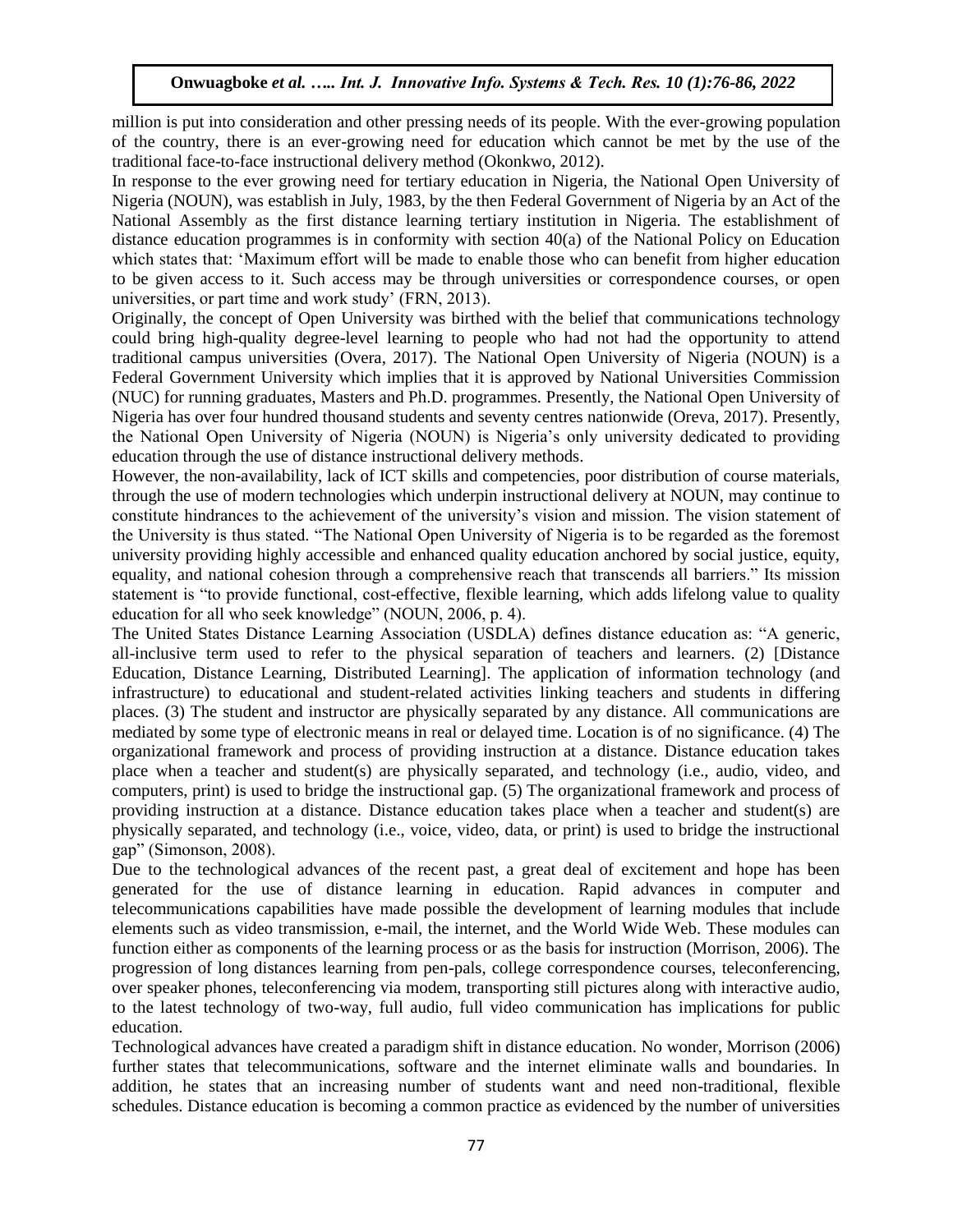million is put into consideration and other pressing needs of its people. With the ever-growing population of the country, there is an ever-growing need for education which cannot be met by the use of the traditional face-to-face instructional delivery method (Okonkwo, 2012).

In response to the ever growing need for tertiary education in Nigeria, the National Open University of Nigeria (NOUN), was establish in July, 1983, by the then Federal Government of Nigeria by an Act of the National Assembly as the first distance learning tertiary institution in Nigeria. The establishment of distance education programmes is in conformity with section 40(a) of the National Policy on Education which states that: 'Maximum effort will be made to enable those who can benefit from higher education to be given access to it. Such access may be through universities or correspondence courses, or open universities, or part time and work study' (FRN, 2013).

Originally, the concept of Open University was birthed with the belief that communications technology could bring high-quality degree-level learning to people who had not had the opportunity to attend traditional campus universities (Overa, 2017). The National Open University of Nigeria (NOUN) is a Federal Government University which implies that it is approved by National Universities Commission (NUC) for running graduates, Masters and Ph.D. programmes. Presently, the National Open University of Nigeria has over four hundred thousand students and seventy centres nationwide (Oreva, 2017). Presently, the National Open University of Nigeria (NOUN) is Nigeria's only university dedicated to providing education through the use of distance instructional delivery methods.

However, the non-availability, lack of ICT skills and competencies, poor distribution of course materials, through the use of modern technologies which underpin instructional delivery at NOUN, may continue to constitute hindrances to the achievement of the university's vision and mission. The vision statement of the University is thus stated. "The National Open University of Nigeria is to be regarded as the foremost university providing highly accessible and enhanced quality education anchored by social justice, equity, equality, and national cohesion through a comprehensive reach that transcends all barriers." Its mission statement is "to provide functional, cost-effective, flexible learning, which adds lifelong value to quality education for all who seek knowledge" (NOUN, 2006, p. 4).

The United States Distance Learning Association (USDLA) defines distance education as: "A generic, all-inclusive term used to refer to the physical separation of teachers and learners. (2) [Distance Education, Distance Learning, Distributed Learning]. The application of information technology (and infrastructure) to educational and student-related activities linking teachers and students in differing places. (3) The student and instructor are physically separated by any distance. All communications are mediated by some type of electronic means in real or delayed time. Location is of no significance. (4) The organizational framework and process of providing instruction at a distance. Distance education takes place when a teacher and student(s) are physically separated, and technology (i.e., audio, video, and computers, print) is used to bridge the instructional gap. (5) The organizational framework and process of providing instruction at a distance. Distance education takes place when a teacher and student(s) are physically separated, and technology (i.e., voice, video, data, or print) is used to bridge the instructional gap" (Simonson, 2008).

Due to the technological advances of the recent past, a great deal of excitement and hope has been generated for the use of distance learning in education. Rapid advances in computer and telecommunications capabilities have made possible the development of learning modules that include elements such as video transmission, e-mail, the internet, and the World Wide Web. These modules can function either as components of the learning process or as the basis for instruction (Morrison, 2006). The progression of long distances learning from pen-pals, college correspondence courses, teleconferencing, over speaker phones, teleconferencing via modem, transporting still pictures along with interactive audio, to the latest technology of two-way, full audio, full video communication has implications for public education.

Technological advances have created a paradigm shift in distance education. No wonder, Morrison (2006) further states that telecommunications, software and the internet eliminate walls and boundaries. In addition, he states that an increasing number of students want and need non-traditional, flexible schedules. Distance education is becoming a common practice as evidenced by the number of universities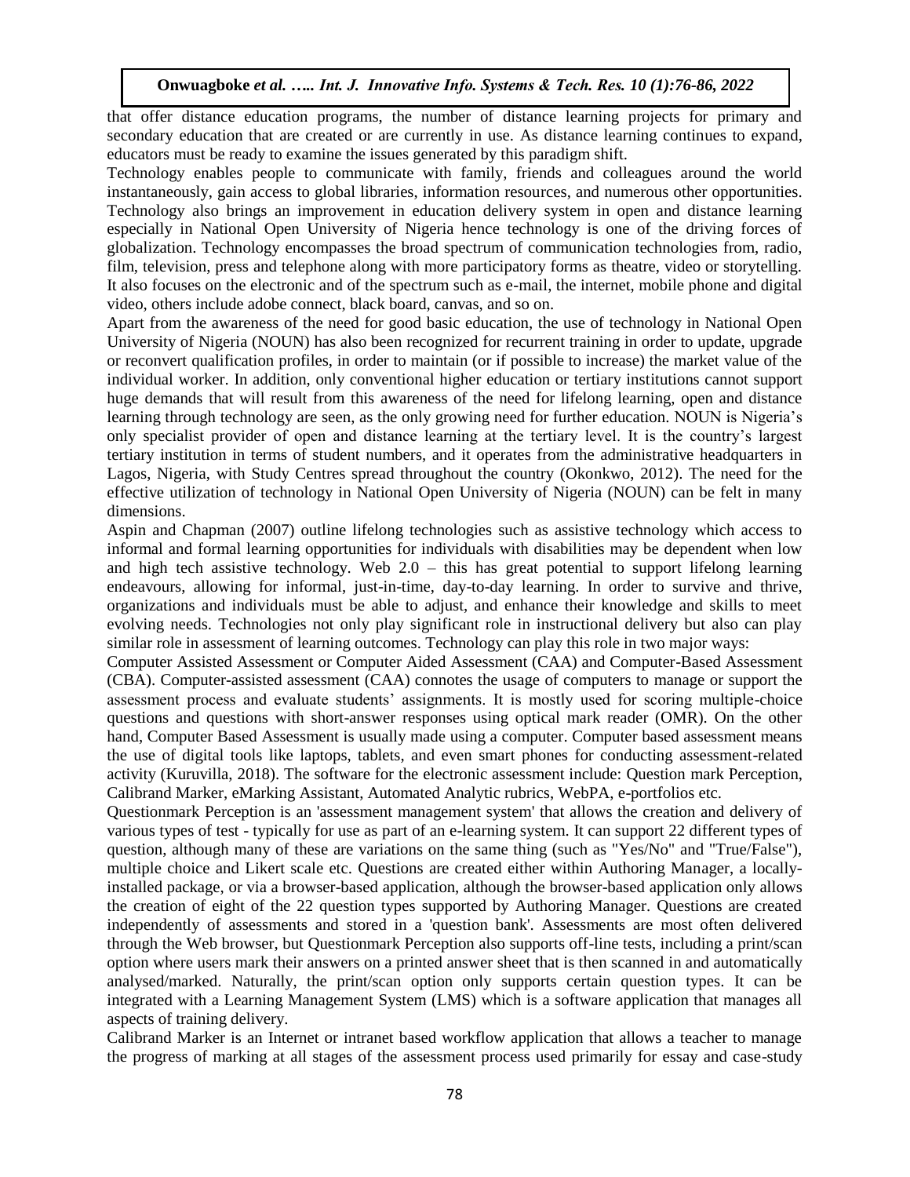that offer distance education programs, the number of distance learning projects for primary and secondary education that are created or are currently in use. As distance learning continues to expand, educators must be ready to examine the issues generated by this paradigm shift.

Technology enables people to communicate with family, friends and colleagues around the world instantaneously, gain access to global libraries, information resources, and numerous other opportunities. Technology also brings an improvement in education delivery system in open and distance learning especially in National Open University of Nigeria hence technology is one of the driving forces of globalization. Technology encompasses the broad spectrum of communication technologies from, radio, film, television, press and telephone along with more participatory forms as theatre, video or storytelling. It also focuses on the electronic and of the spectrum such as e-mail, the internet, mobile phone and digital video, others include adobe connect, black board, canvas, and so on.

Apart from the awareness of the need for good basic education, the use of technology in National Open University of Nigeria (NOUN) has also been recognized for recurrent training in order to update, upgrade or reconvert qualification profiles, in order to maintain (or if possible to increase) the market value of the individual worker. In addition, only conventional higher education or tertiary institutions cannot support huge demands that will result from this awareness of the need for lifelong learning, open and distance learning through technology are seen, as the only growing need for further education. NOUN is Nigeria's only specialist provider of open and distance learning at the tertiary level. It is the country's largest tertiary institution in terms of student numbers, and it operates from the administrative headquarters in Lagos, Nigeria, with Study Centres spread throughout the country (Okonkwo, 2012). The need for the effective utilization of technology in National Open University of Nigeria (NOUN) can be felt in many dimensions.

Aspin and Chapman (2007) outline lifelong technologies such as assistive technology which access to informal and formal learning opportunities for individuals with disabilities may be dependent when low and high tech assistive technology. Web 2.0 – this has great potential to support lifelong learning endeavours, allowing for informal, just-in-time, day-to-day learning. In order to survive and thrive, organizations and individuals must be able to adjust, and enhance their knowledge and skills to meet evolving needs. Technologies not only play significant role in instructional delivery but also can play similar role in assessment of learning outcomes. Technology can play this role in two major ways:

Computer Assisted Assessment or Computer Aided Assessment (CAA) and Computer-Based Assessment (CBA). Computer-assisted assessment (CAA) connotes the usage of computers to manage or support the assessment process and evaluate students' assignments. It is mostly used for scoring multiple-choice questions and questions with short-answer responses using optical mark reader (OMR). On the other hand, Computer Based Assessment is usually made using a computer. Computer based assessment means the use of digital tools like laptops, tablets, and even smart phones for conducting assessment-related activity (Kuruvilla, 2018). The software for the electronic assessment include: Question mark Perception, Calibrand Marker, eMarking Assistant, Automated Analytic rubrics, WebPA, e-portfolios etc.

Questionmark Perception is an 'assessment management system' that allows the creation and delivery of various types of test - typically for use as part of an e-learning system. It can support 22 different types of question, although many of these are variations on the same thing (such as "Yes/No" and "True/False"), multiple choice and Likert scale etc. Questions are created either within Authoring Manager, a locally-installed package, or via a browser-based application, although the browser-based application only allows the creation of eight of the 22 question types supported by Authoring Manager. Questions are created independently of assessments and stored in a 'question bank'. Assessments are most often delivered through the Web browser, but Questionmark Perception also supports off-line tests, including a print/scan option where users mark their answers on a printed answer sheet that is then scanned in and automatically analysed/marked. Naturally, the print/scan option only supports certain question types. It can be integrated with a Learning Management System (LMS) which is a software application that manages all aspects of training delivery.

Calibrand Marker is an Internet or intranet based workflow application that allows a teacher to manage the progress of marking at all stages of the assessment process used primarily for essay and case-study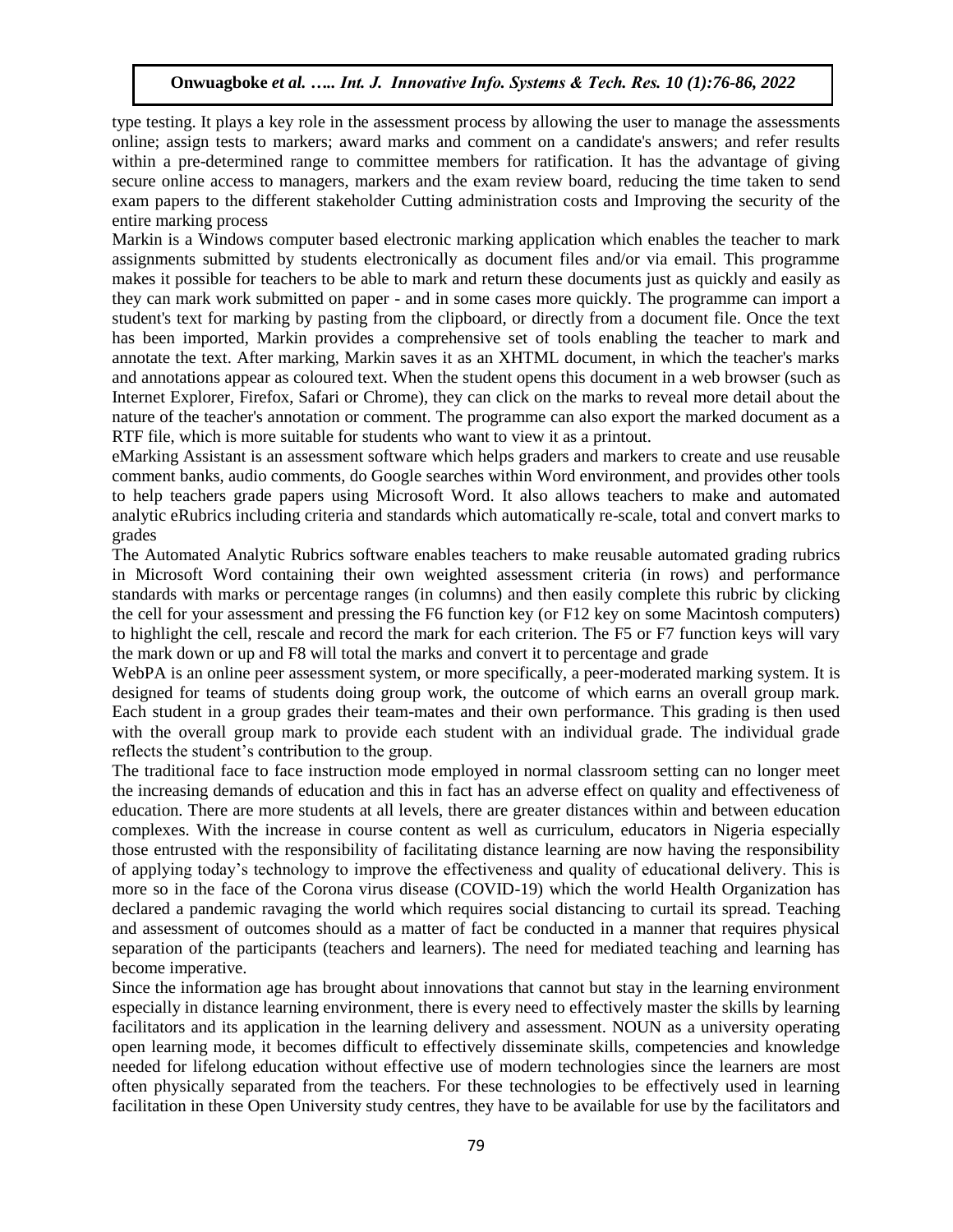type testing. It plays a key role in the assessment process by allowing the user to manage the assessments online; assign tests to markers; award marks and comment on a candidate's answers; and refer results within a pre-determined range to committee members for ratification. It has the advantage of giving secure online access to managers, markers and the exam review board, reducing the time taken to send exam papers to the different stakeholder Cutting administration costs and Improving the security of the entire marking process

Markin is a Windows computer based electronic marking application which enables the teacher to mark assignments submitted by students electronically as document files and/or via email. This programme makes it possible for teachers to be able to mark and return these documents just as quickly and easily as they can mark work submitted on paper - and in some cases more quickly. The programme can import a student's text for marking by pasting from the clipboard, or directly from a document file. Once the text has been imported, Markin provides a comprehensive set of tools enabling the teacher to mark and annotate the text. After marking, Markin saves it as an XHTML document, in which the teacher's marks and annotations appear as coloured text. When the student opens this document in a web browser (such as Internet Explorer, Firefox, Safari or Chrome), they can click on the marks to reveal more detail about the nature of the teacher's annotation or comment. The programme can also export the marked document as a RTF file, which is more suitable for students who want to view it as a printout.

eMarking Assistant is an assessment software which helps graders and markers to create and use reusable comment banks, audio comments, do Google searches within Word environment, and provides other tools to help teachers grade papers using Microsoft Word. It also allows teachers to make and automated analytic eRubrics including criteria and standards which automatically re-scale, total and convert marks to grades

The Automated Analytic Rubrics software enables teachers to make reusable automated grading rubrics in Microsoft Word containing their own weighted assessment criteria (in rows) and performance standards with marks or percentage ranges (in columns) and then easily complete this rubric by clicking the cell for your assessment and pressing the F6 function key (or F12 key on some Macintosh computers) to highlight the cell, rescale and record the mark for each criterion. The F5 or F7 function keys will vary the mark down or up and F8 will total the marks and convert it to percentage and grade

WebPA is an online peer assessment system, or more specifically, a peer-moderated marking system. It is designed for teams of students doing group work, the outcome of which earns an overall group mark. Each student in a group grades their team-mates and their own performance. This grading is then used with the overall group mark to provide each student with an individual grade. The individual grade reflects the student's contribution to the group.

The traditional face to face instruction mode employed in normal classroom setting can no longer meet the increasing demands of education and this in fact has an adverse effect on quality and effectiveness of education. There are more students at all levels, there are greater distances within and between education complexes. With the increase in course content as well as curriculum, educators in Nigeria especially those entrusted with the responsibility of facilitating distance learning are now having the responsibility of applying today's technology to improve the effectiveness and quality of educational delivery. This is more so in the face of the Corona virus disease (COVID-19) which the world Health Organization has declared a pandemic ravaging the world which requires social distancing to curtail its spread. Teaching and assessment of outcomes should as a matter of fact be conducted in a manner that requires physical separation of the participants (teachers and learners). The need for mediated teaching and learning has become imperative.

Since the information age has brought about innovations that cannot but stay in the learning environment especially in distance learning environment, there is every need to effectively master the skills by learning facilitators and its application in the learning delivery and assessment. NOUN as a university operating open learning mode, it becomes difficult to effectively disseminate skills, competencies and knowledge needed for lifelong education without effective use of modern technologies since the learners are most often physically separated from the teachers. For these technologies to be effectively used in learning facilitation in these Open University study centres, they have to be available for use by the facilitators and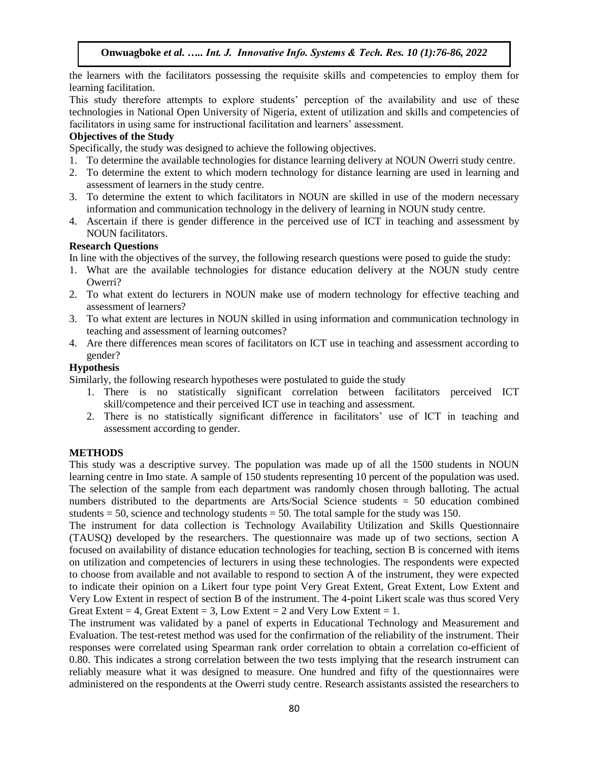the learners with the facilitators possessing the requisite skills and competencies to employ them for learning facilitation.

This study therefore attempts to explore students' perception of the availability and use of these technologies in National Open University of Nigeria, extent of utilization and skills and competencies of facilitators in using same for instructional facilitation and learners' assessment.

### Objectives of the Study

Specifically, the study was designed to achieve the following objectives.

1. To determine the available technologies for distance learning delivery at NOUN Owerri study centre.
2. To determine the extent to which modern technology for distance learning are used in learning and assessment of learners in the study centre.
3. To determine the extent to which facilitators in NOUN are skilled in use of the modern necessary information and communication technology in the delivery of learning in NOUN study centre.
4. Ascertain if there is gender difference in the perceived use of ICT in teaching and assessment by NOUN facilitators.

### Research Questions

In line with the objectives of the survey, the following research questions were posed to guide the study:

1. What are the available technologies for distance education delivery at the NOUN study centre Owerri?
2. To what extent do lecturers in NOUN make use of modern technology for effective teaching and assessment of learners?
3. To what extent are lectures in NOUN skilled in using information and communication technology in teaching and assessment of learning outcomes?
4. Are there differences mean scores of facilitators on ICT use in teaching and assessment according to gender?

### Hypothesis

Similarly, the following research hypotheses were postulated to guide the study

1. There is no statistically significant correlation between facilitators perceived ICT skill/competence and their perceived ICT use in teaching and assessment.
2. There is no statistically significant difference in facilitators' use of ICT in teaching and assessment according to gender.

## METHODS

This study was a descriptive survey. The population was made up of all the 1500 students in NOUN learning centre in Imo state. A sample of 150 students representing 10 percent of the population was used. The selection of the sample from each department was randomly chosen through balloting. The actual numbers distributed to the departments are Arts/Social Science students = 50 education combined students = 50, science and technology students = 50. The total sample for the study was 150.

The instrument for data collection is Technology Availability Utilization and Skills Questionnaire (TAUSQ) developed by the researchers. The questionnaire was made up of two sections, section A focused on availability of distance education technologies for teaching, section B is concerned with items on utilization and competencies of lecturers in using these technologies. The respondents were expected to choose from available and not available to respond to section A of the instrument, they were expected to indicate their opinion on a Likert four type point Very Great Extent, Great Extent, Low Extent and Very Low Extent in respect of section B of the instrument. The 4-point Likert scale was thus scored Very Great Extent = 4, Great Extent = 3, Low Extent = 2 and Very Low Extent = 1.

The instrument was validated by a panel of experts in Educational Technology and Measurement and Evaluation. The test-retest method was used for the confirmation of the reliability of the instrument. Their responses were correlated using Spearman rank order correlation to obtain a correlation co-efficient of 0.80. This indicates a strong correlation between the two tests implying that the research instrument can reliably measure what it was designed to measure. One hundred and fifty of the questionnaires were administered on the respondents at the Owerri study centre. Research assistants assisted the researchers to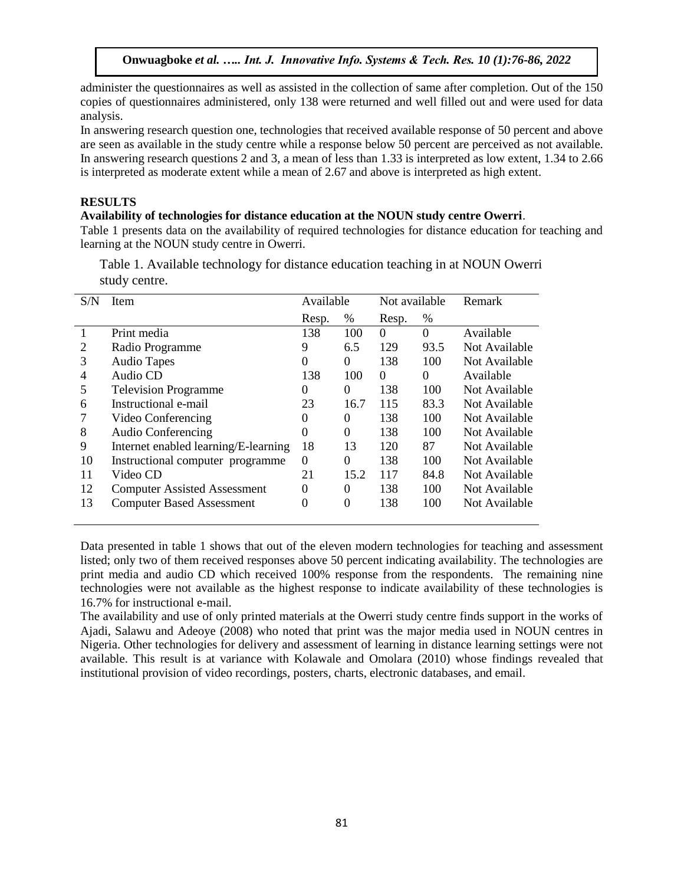administer the questionnaires as well as assisted in the collection of same after completion. Out of the 150 copies of questionnaires administered, only 138 were returned and well filled out and were used for data analysis.

In answering research question one, technologies that received available response of 50 percent and above are seen as available in the study centre while a response below 50 percent are perceived as not available. In answering research questions 2 and 3, a mean of less than 1.33 is interpreted as low extent, 1.34 to 2.66 is interpreted as moderate extent while a mean of 2.67 and above is interpreted as high extent.

## RESULTS

### Availability of technologies for distance education at the NOUN study centre Owerri.

Table 1 presents data on the availability of required technologies for distance education for teaching and learning at the NOUN study centre in Owerri.

Table 1. Available technology for distance education teaching in at NOUN Owerri study centre.

| S/N | Item | Available | | Not available | | Remark |
|---|---|---|---|---|---|---|
| | | Resp. | % | Resp. | % | |
| 1 | Print media | 138 | 100 | 0 | 0 | Available |
| 2 | Radio Programme | 9 | 6.5 | 129 | 93.5 | Not Available |
| 3 | Audio Tapes | 0 | 0 | 138 | 100 | Not Available |
| 4 | Audio CD | 138 | 100 | 0 | 0 | Available |
| 5 | Television Programme | 0 | 0 | 138 | 100 | Not Available |
| 6 | Instructional e-mail | 23 | 16.7 | 115 | 83.3 | Not Available |
| 7 | Video Conferencing | 0 | 0 | 138 | 100 | Not Available |
| 8 | Audio Conferencing | 0 | 0 | 138 | 100 | Not Available |
| 9 | Internet enabled learning/E-learning | 18 | 13 | 120 | 87 | Not Available |
| 10 | Instructional computer programme | 0 | 0 | 138 | 100 | Not Available |
| 11 | Video CD | 21 | 15.2 | 117 | 84.8 | Not Available |
| 12 | Computer Assisted Assessment | 0 | 0 | 138 | 100 | Not Available |
| 13 | Computer Based Assessment | 0 | 0 | 138 | 100 | Not Available |

Data presented in table 1 shows that out of the eleven modern technologies for teaching and assessment listed; only two of them received responses above 50 percent indicating availability. The technologies are print media and audio CD which received 100% response from the respondents. The remaining nine technologies were not available as the highest response to indicate availability of these technologies is 16.7% for instructional e-mail.

The availability and use of only printed materials at the Owerri study centre finds support in the works of Ajadi, Salawu and Adeoye (2008) who noted that print was the major media used in NOUN centres in Nigeria. Other technologies for delivery and assessment of learning in distance learning settings were not available. This result is at variance with Kolawale and Omolara (2010) whose findings revealed that institutional provision of video recordings, posters, charts, electronic databases, and email.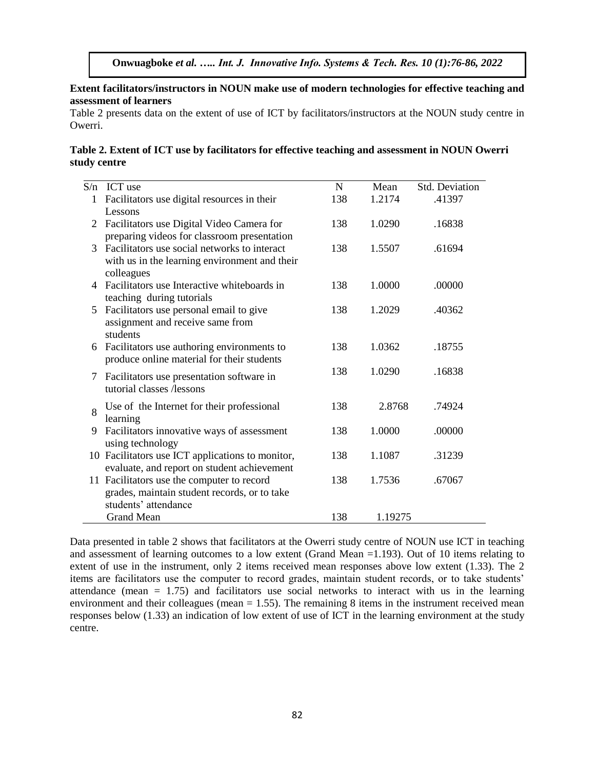**Extent facilitators/instructors in NOUN make use of modern technologies for effective teaching and assessment of learners**

Table 2 presents data on the extent of use of ICT by facilitators/instructors at the NOUN study centre in Owerri.

**Table 2. Extent of ICT use by facilitators for effective teaching and assessment in NOUN Owerri study centre**

| S/n | ICT use | N | Mean | Std. Deviation |
|---|---|---|---|---|
| 1 | Facilitators use digital resources in their Lessons | 138 | 1.2174 | .41397 |
| 2 | Facilitators use Digital Video Camera for preparing videos for classroom presentation | 138 | 1.0290 | .16838 |
| 3 | Facilitators use social networks to interact with us in the learning environment and their colleagues | 138 | 1.5507 | .61694 |
| 4 | Facilitators use Interactive whiteboards in teaching during tutorials | 138 | 1.0000 | .00000 |
| 5 | Facilitators use personal email to give assignment and receive same from students | 138 | 1.2029 | .40362 |
| 6 | Facilitators use authoring environments to produce online material for their students | 138 | 1.0362 | .18755 |
| 7 | Facilitators use presentation software in tutorial classes /lessons | 138 | 1.0290 | .16838 |
| 8 | Use of the Internet for their professional learning | 138 | 2.8768 | .74924 |
| 9 | Facilitators innovative ways of assessment using technology | 138 | 1.0000 | .00000 |
| 10 | Facilitators use ICT applications to monitor, evaluate, and report on student achievement | 138 | 1.1087 | .31239 |
| 11 | Facilitators use the computer to record grades, maintain student records, or to take students' attendance | 138 | 1.7536 | .67067 |
| | Grand Mean | 138 | 1.19275 | |

Data presented in table 2 shows that facilitators at the Owerri study centre of NOUN use ICT in teaching and assessment of learning outcomes to a low extent (Grand Mean =1.193). Out of 10 items relating to extent of use in the instrument, only 2 items received mean responses above low extent (1.33). The 2 items are facilitators use the computer to record grades, maintain student records, or to take students' attendance (mean = 1.75) and facilitators use social networks to interact with us in the learning environment and their colleagues (mean = 1.55). The remaining 8 items in the instrument received mean responses below (1.33) an indication of low extent of use of ICT in the learning environment at the study centre.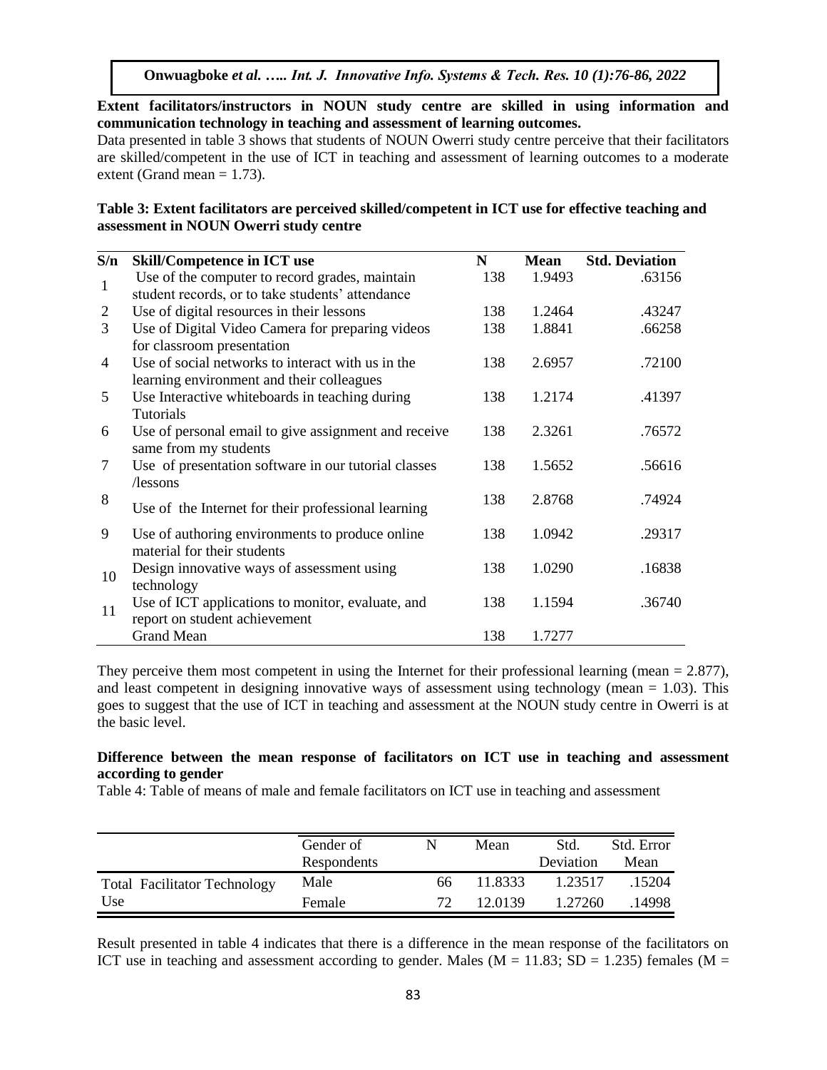**Extent facilitators/instructors in NOUN study centre are skilled in using information and communication technology in teaching and assessment of learning outcomes.**

Data presented in table 3 shows that students of NOUN Owerri study centre perceive that their facilitators are skilled/competent in the use of ICT in teaching and assessment of learning outcomes to a moderate extent (Grand mean = 1.73).

**Table 3: Extent facilitators are perceived skilled/competent in ICT use for effective teaching and assessment in NOUN Owerri study centre**

| S/n | Skill/Competence in ICT use | N | Mean | Std. Deviation |
|---|---|---|---|---|
| 1 | Use of the computer to record grades, maintain student records, or to take students' attendance | 138 | 1.9493 | .63156 |
| 2 | Use of digital resources in their lessons | 138 | 1.2464 | .43247 |
| 3 | Use of Digital Video Camera for preparing videos for classroom presentation | 138 | 1.8841 | .66258 |
| 4 | Use of social networks to interact with us in the learning environment and their colleagues | 138 | 2.6957 | .72100 |
| 5 | Use Interactive whiteboards in teaching during Tutorials | 138 | 1.2174 | .41397 |
| 6 | Use of personal email to give assignment and receive same from my students | 138 | 2.3261 | .76572 |
| 7 | Use of presentation software in our tutorial classes /lessons | 138 | 1.5652 | .56616 |
| 8 | Use of the Internet for their professional learning | 138 | 2.8768 | .74924 |
| 9 | Use of authoring environments to produce online material for their students | 138 | 1.0942 | .29317 |
| 10 | Design innovative ways of assessment using technology | 138 | 1.0290 | .16838 |
| 11 | Use of ICT applications to monitor, evaluate, and report on student achievement | 138 | 1.1594 | .36740 |
| | Grand Mean | 138 | 1.7277 | |

They perceive them most competent in using the Internet for their professional learning (mean = 2.877), and least competent in designing innovative ways of assessment using technology (mean = 1.03). This goes to suggest that the use of ICT in teaching and assessment at the NOUN study centre in Owerri is at the basic level.

**Difference between the mean response of facilitators on ICT use in teaching and assessment according to gender**

Table 4: Table of means of male and female facilitators on ICT use in teaching and assessment

| | Gender of Respondents | N | Mean | Std. Deviation | Std. Error Mean |
|---|---|---|---|---|---|
| Total Facilitator Technology Use | Male | 66 | 11.8333 | 1.23517 | .15204 |
| | Female | 72 | 12.0139 | 1.27260 | .14998 |

Result presented in table 4 indicates that there is a difference in the mean response of the facilitators on ICT use in teaching and assessment according to gender. Males (M = 11.83; SD = 1.235) females (M =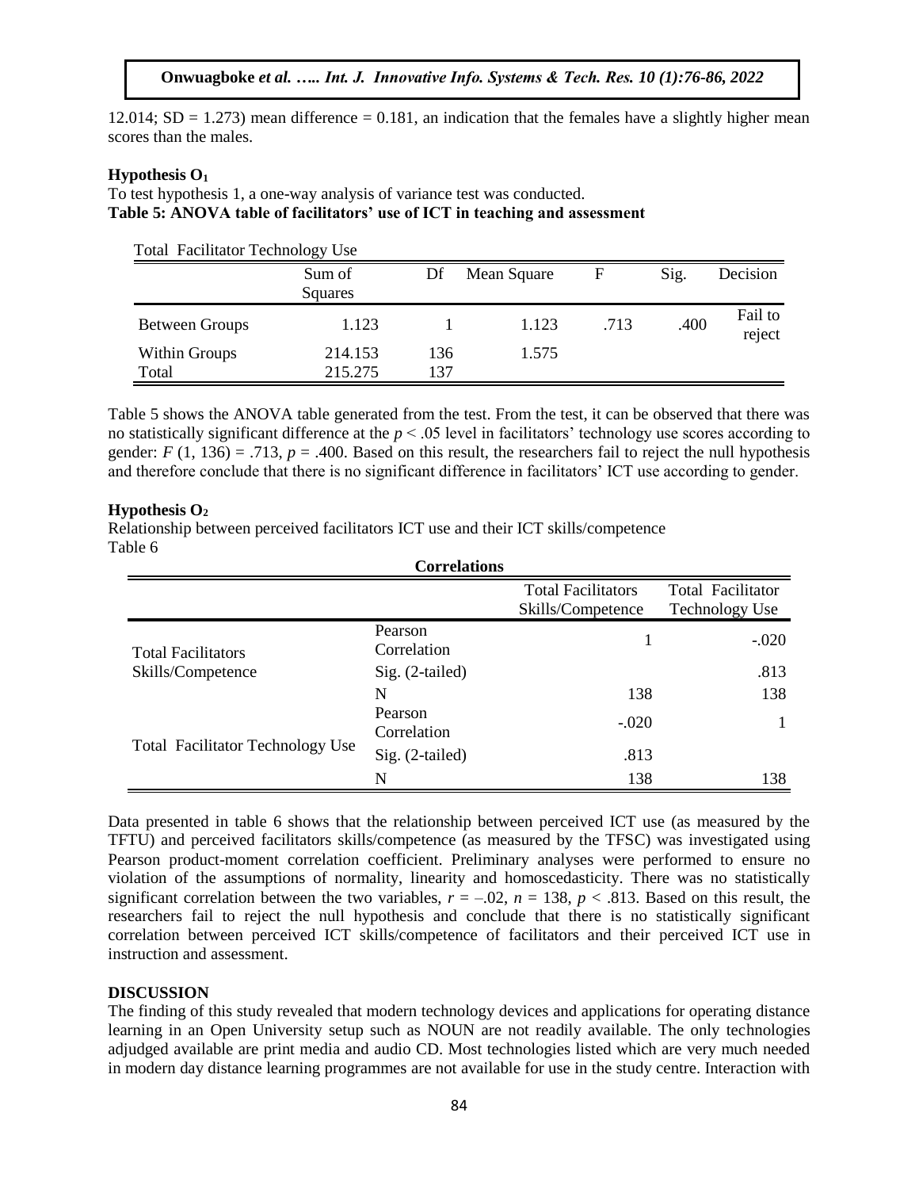12.014; SD = 1.273) mean difference = 0.181, an indication that the females have a slightly higher mean scores than the males.

**Hypothesis $O_1$**

To test hypothesis 1, a one-way analysis of variance test was conducted.

**Table 5: ANOVA table of facilitators' use of ICT in teaching and assessment**

Total Facilitator Technology Use

| | Sum of Squares | Df | Mean Square | F | Sig. | Decision |
|---|---|---|---|---|---|---|
| Between Groups | 1.123 | 1 | 1.123 | .713 | .400 | Fail to reject |
| Within Groups | 214.153 | 136 | 1.575 | | | |
| Total | 215.275 | 137 | | | | |

Table 5 shows the ANOVA table generated from the test. From the test, it can be observed that there was no statistically significant difference at the $p < .05$ level in facilitators' technology use scores according to gender: $F(1, 136) = .713$, $p = .400$. Based on this result, the researchers fail to reject the null hypothesis and therefore conclude that there is no significant difference in facilitators' ICT use according to gender.

**Hypothesis $O_2$**

Relationship between perceived facilitators ICT use and their ICT skills/competence

Table 6

**Correlations**

| | | Total Facilitators Skills/Competence | Total Facilitator Technology Use |
|---|---|---|---|
| Total Facilitators Skills/Competence | Pearson Correlation | 1 | -.020 |
| | Sig. (2-tailed) | | .813 |
| | N | 138 | 138 |
| Total Facilitator Technology Use | Pearson Correlation | -.020 | 1 |
| | Sig. (2-tailed) | .813 | |
| | N | 138 | 138 |

Data presented in table 6 shows that the relationship between perceived ICT use (as measured by the TFTU) and perceived facilitators skills/competence (as measured by the TFSC) was investigated using Pearson product-moment correlation coefficient. Preliminary analyses were performed to ensure no violation of the assumptions of normality, linearity and homoscedasticity. There was no statistically significant correlation between the two variables, $r = -.02$, $n = 138$, $p < .813$. Based on this result, the researchers fail to reject the null hypothesis and conclude that there is no statistically significant correlation between perceived ICT skills/competence of facilitators and their perceived ICT use in instruction and assessment.

## DISCUSSION

The finding of this study revealed that modern technology devices and applications for operating distance learning in an Open University setup such as NOUN are not readily available. The only technologies adjudged available are print media and audio CD. Most technologies listed which are very much needed in modern day distance learning programmes are not available for use in the study centre. Interaction with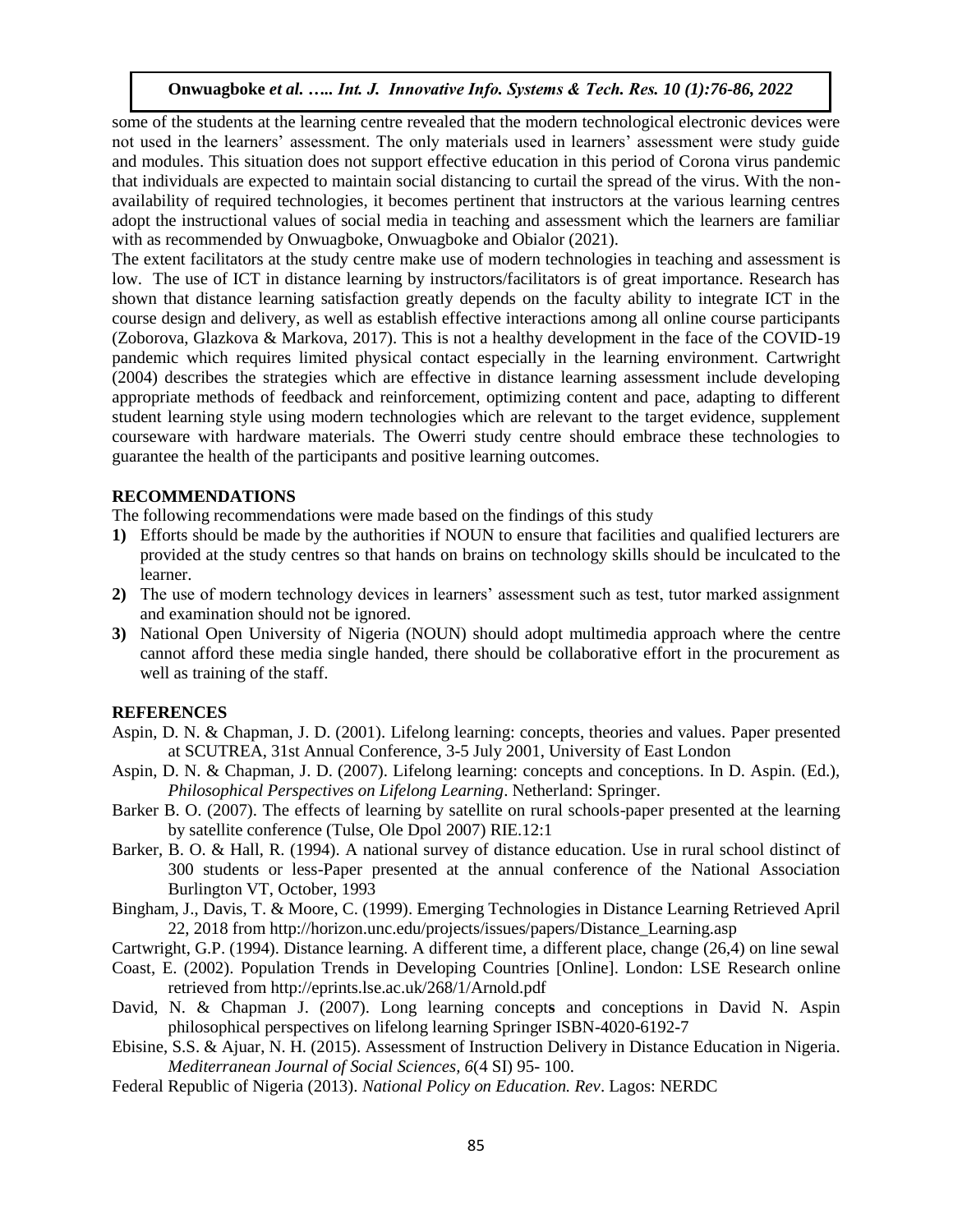some of the students at the learning centre revealed that the modern technological electronic devices were not used in the learners' assessment. The only materials used in learners' assessment were study guide and modules. This situation does not support effective education in this period of Corona virus pandemic that individuals are expected to maintain social distancing to curtail the spread of the virus. With the non-availability of required technologies, it becomes pertinent that instructors at the various learning centres adopt the instructional values of social media in teaching and assessment which the learners are familiar with as recommended by Onwuagboke, Onwuagboke and Obialor (2021).

The extent facilitators at the study centre make use of modern technologies in teaching and assessment is low. The use of ICT in distance learning by instructors/facilitators is of great importance. Research has shown that distance learning satisfaction greatly depends on the faculty ability to integrate ICT in the course design and delivery, as well as establish effective interactions among all online course participants (Zoborova, Glazkova & Markova, 2017). This is not a healthy development in the face of the COVID-19 pandemic which requires limited physical contact especially in the learning environment. Cartwright (2004) describes the strategies which are effective in distance learning assessment include developing appropriate methods of feedback and reinforcement, optimizing content and pace, adapting to different student learning style using modern technologies which are relevant to the target evidence, supplement courseware with hardware materials. The Owerri study centre should embrace these technologies to guarantee the health of the participants and positive learning outcomes.

## RECOMMENDATIONS

The following recommendations were made based on the findings of this study

1) Efforts should be made by the authorities if NOUN to ensure that facilities and qualified lecturers are provided at the study centres so that hands on brains on technology skills should be inculcated to the learner.
2) The use of modern technology devices in learners' assessment such as test, tutor marked assignment and examination should not be ignored.
3) National Open University of Nigeria (NOUN) should adopt multimedia approach where the centre cannot afford these media single handed, there should be collaborative effort in the procurement as well as training of the staff.

## REFERENCES

Aspin, D. N. & Chapman, J. D. (2001). Lifelong learning: concepts, theories and values. Paper presented at SCUTREA, 31st Annual Conference, 3-5 July 2001, University of East London

Aspin, D. N. & Chapman, J. D. (2007). Lifelong learning: concepts and conceptions. In D. Aspin. (Ed.), *Philosophical Perspectives on Lifelong Learning*. Netherland: Springer.

Barker B. O. (2007). The effects of learning by satellite on rural schools-paper presented at the learning by satellite conference (Tulse, Ole Dpol 2007) RIE.12:1

Barker, B. O. & Hall, R. (1994). A national survey of distance education. Use in rural school distinct of 300 students or less-Paper presented at the annual conference of the National Association Burlington VT, October, 1993

Bingham, J., Davis, T. & Moore, C. (1999). Emerging Technologies in Distance Learning Retrieved April 22, 2018 from http://horizon.unc.edu/projects/issues/papers/Distance_Learning.asp

Cartwright, G.P. (1994). Distance learning. A different time, a different place, change (26,4) on line sewal

Coast, E. (2002). Population Trends in Developing Countries [Online]. London: LSE Research online retrieved from http://eprints.lse.ac.uk/268/1/Arnold.pdf

David, N. & Chapman J. (2007). Long learning concepts and conceptions in David N. Aspin philosophical perspectives on lifelong learning Springer ISBN-4020-6192-7

Ebisine, S.S. & Ajuar, N. H. (2015). Assessment of Instruction Delivery in Distance Education in Nigeria. *Mediterranean Journal of Social Sciences, 6*(4 SI) 95- 100.

Federal Republic of Nigeria (2013). *National Policy on Education. Rev*. Lagos: NERDC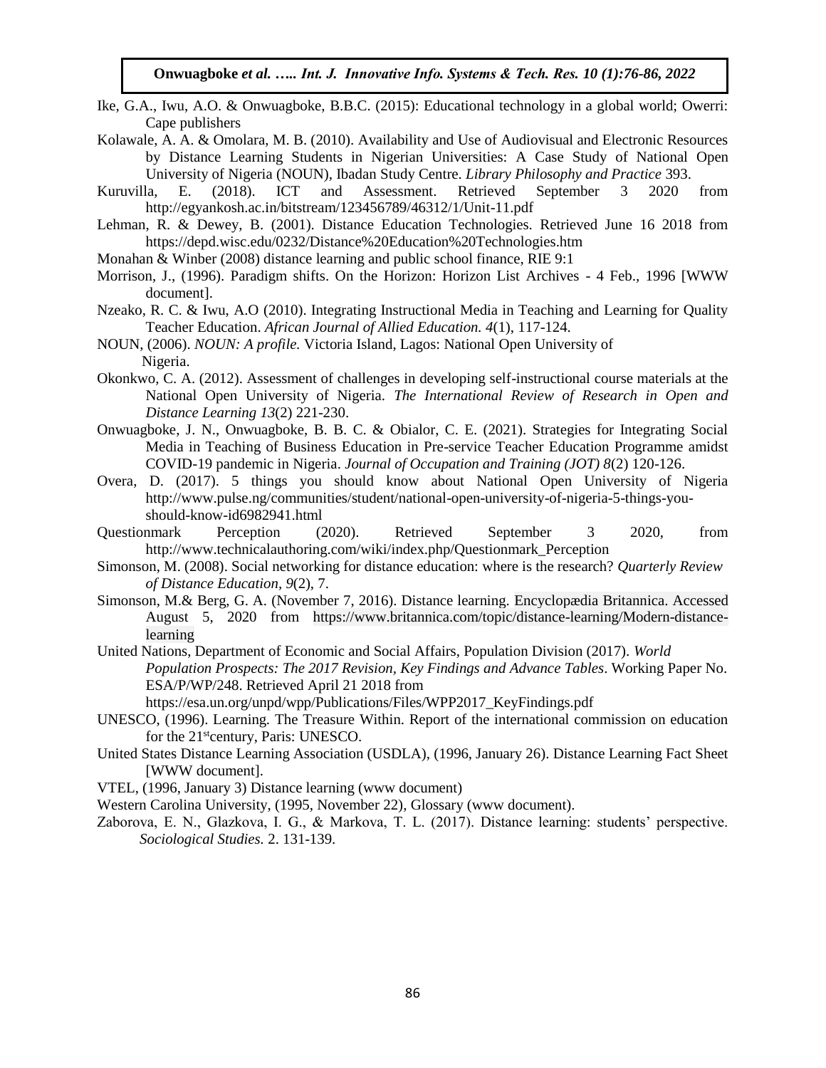Ike, G.A., Iwu, A.O. & Onwuagboke, B.B.C. (2015): Educational technology in a global world; Owerri: Cape publishers

Kolawale, A. A. & Omolara, M. B. (2010). Availability and Use of Audiovisual and Electronic Resources by Distance Learning Students in Nigerian Universities: A Case Study of National Open University of Nigeria (NOUN), Ibadan Study Centre. *Library Philosophy and Practice* 393.

Kuruvilla, E. (2018). ICT and Assessment. Retrieved September 3 2020 from http://egyankosh.ac.in/bitstream/123456789/46312/1/Unit-11.pdf

Lehman, R. & Dewey, B. (2001). Distance Education Technologies. Retrieved June 16 2018 from https://depd.wisc.edu/0232/Distance%20Education%20Technologies.htm

Monahan & Winber (2008) distance learning and public school finance, RIE 9:1

Morrison, J., (1996). Paradigm shifts. On the Horizon: Horizon List Archives - 4 Feb., 1996 [WWW document].

Nzeako, R. C. & Iwu, A.O (2010). Integrating Instructional Media in Teaching and Learning for Quality Teacher Education. *African Journal of Allied Education. 4*(1), 117-124.

NOUN, (2006). *NOUN: A profile.* Victoria Island, Lagos: National Open University of Nigeria.

Okonkwo, C. A. (2012). Assessment of challenges in developing self-instructional course materials at the National Open University of Nigeria. *The International Review of Research in Open and Distance Learning 13*(2) 221-230.

Onwuagboke, J. N., Onwuagboke, B. B. C. & Obialor, C. E. (2021). Strategies for Integrating Social Media in Teaching of Business Education in Pre-service Teacher Education Programme amidst COVID-19 pandemic in Nigeria. *Journal of Occupation and Training (JOT) 8*(2) 120-126.

Overa, D. (2017). 5 things you should know about National Open University of Nigeria http://www.pulse.ng/communities/student/national-open-university-of-nigeria-5-things-you-should-know-id6982941.html

Questionmark Perception (2020). Retrieved September 3 2020, from http://www.technicalauthoring.com/wiki/index.php/Questionmark_Perception

Simonson, M. (2008). Social networking for distance education: where is the research? *Quarterly Review of Distance Education, 9*(2), 7.

Simonson, M.& Berg, G. A. (November 7, 2016). Distance learning. Encyclopædia Britannica. Accessed August 5, 2020 from https://www.britannica.com/topic/distance-learning/Modern-distance-learning

United Nations, Department of Economic and Social Affairs, Population Division (2017). *World Population Prospects: The 2017 Revision, Key Findings and Advance Tables*. Working Paper No. ESA/P/WP/248. Retrieved April 21 2018 from https://esa.un.org/unpd/wpp/Publications/Files/WPP2017_KeyFindings.pdf

UNESCO, (1996). Learning. The Treasure Within. Report of the international commission on education for the 21st century, Paris: UNESCO.

United States Distance Learning Association (USDLA), (1996, January 26). Distance Learning Fact Sheet [WWW document].

VTEL, (1996, January 3) Distance learning (www document)

Western Carolina University, (1995, November 22), Glossary (www document).

Zaborova, E. N., Glazkova, I. G., & Markova, T. L. (2017). Distance learning: students' perspective. *Sociological Studies.* 2. 131-139.